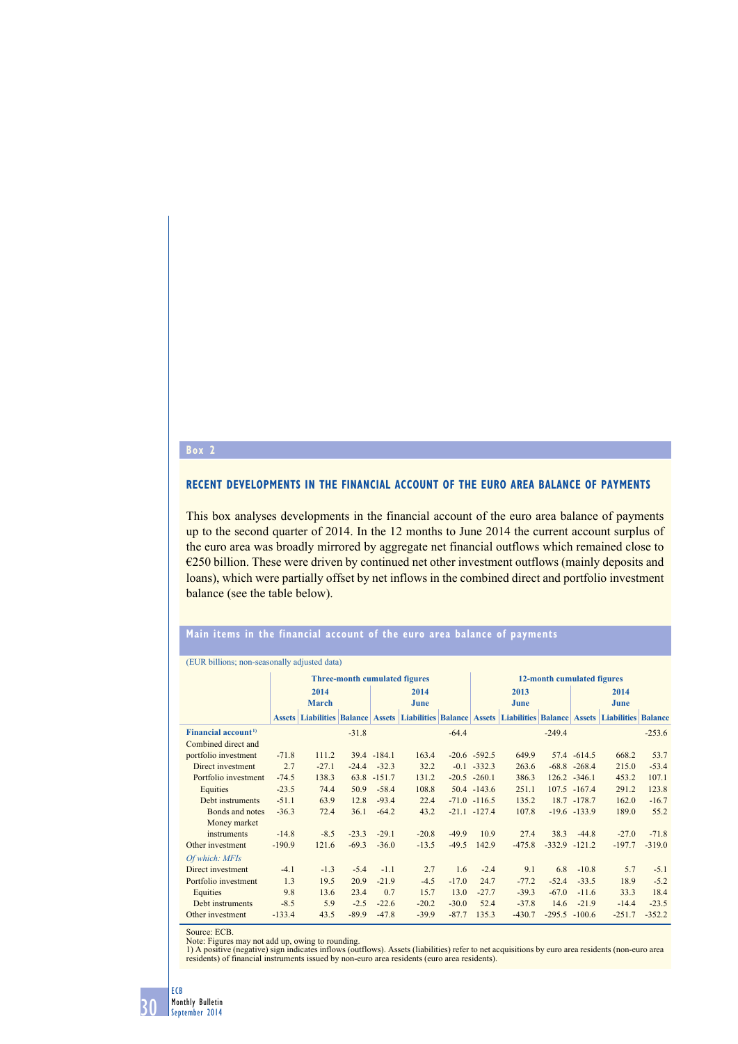Box 2

## RECENT DEVELOPMENTS IN THE FINANCIAL ACCOUNT OF THE EURO AREA BALANCE OF PAYMENTS

This box analyses developments in the financial account of the euro area balance of payments up to the second quarter of 2014. In the 12 months to June 2014 the current account surplus of the euro area was broadly mirrored by aggregate net financial outflows which remained close to €250 billion. These were driven by continued net other investment outflows (mainly deposits and loans), which were partially offset by net inflows in the combined direct and portfolio investment balance (see the table below).

### Main items in the financial account of the euro area balance of payments

(EUR billions; non-seasonally adjusted data)

| | Three-month cumulated figures | | | | | | 12-month cumulated figures | | | | | |
|---|---|---|---|---|---|---|---|---|---|---|---|---|
| | 2014 March | | | 2014 June | | | 2013 June | | | 2014 June | | |
| | Assets | Liabilities | Balance | Assets | Liabilities | Balance | Assets | Liabilities | Balance | Assets | Liabilities | Balance |
| **Financial account** [1] | | | -31.8 | | | -64.4 | | | -249.4 | | | -253.6 |
| Combined direct and portfolio investment | -71.8 | 111.2 | 39.4 | -184.1 | 163.4 | -20.6 | -592.5 | 649.9 | 57.4 | -614.5 | 668.2 | 53.7 |
| Direct investment | 2.7 | -27.1 | -24.4 | -32.3 | 32.2 | -0.1 | -332.3 | 263.6 | -68.8 | -268.4 | 215.0 | -53.4 |
| Portfolio investment | -74.5 | 138.3 | 63.8 | -151.7 | 131.2 | -20.5 | -260.1 | 386.3 | 126.2 | -346.1 | 453.2 | 107.1 |
| Equities | -23.5 | 74.4 | 50.9 | -58.4 | 108.8 | 50.4 | -143.6 | 251.1 | 107.5 | -167.4 | 291.2 | 123.8 |
| Debt instruments | -51.1 | 63.9 | 12.8 | -93.4 | 22.4 | -71.0 | -116.5 | 135.2 | 18.7 | -178.7 | 162.0 | -16.7 |
| Bonds and notes | -36.3 | 72.4 | 36.1 | -64.2 | 43.2 | -21.1 | -127.4 | 107.8 | -19.6 | -133.9 | 189.0 | 55.2 |
| Money market instruments | -14.8 | -8.5 | -23.3 | -29.1 | -20.8 | -49.9 | 10.9 | 27.4 | 38.3 | -44.8 | -27.0 | -71.8 |
| Other investment | -190.9 | 121.6 | -69.3 | -36.0 | -13.5 | -49.5 | 142.9 | -475.8 | -332.9 | -121.2 | -197.7 | -319.0 |
| *Of which: MFIs* | | | | | | | | | | | | |
| Direct investment | -4.1 | -1.3 | -5.4 | -1.1 | 2.7 | 1.6 | -2.4 | 9.1 | 6.8 | -10.8 | 5.7 | -5.1 |
| Portfolio investment | 1.3 | 19.5 | 20.9 | -21.9 | -4.5 | -17.0 | 24.7 | -77.2 | -52.4 | -33.5 | 18.9 | -5.2 |
| Equities | 9.8 | 13.6 | 23.4 | 0.7 | 15.7 | 13.0 | -27.7 | -39.3 | -67.0 | -11.6 | 33.3 | 18.4 |
| Debt instruments | -8.5 | 5.9 | -2.5 | -22.6 | -20.2 | -30.0 | 52.4 | -37.8 | 14.6 | -21.9 | -14.4 | -23.5 |
| Other investment | -133.4 | 43.5 | -89.9 | -47.8 | -39.9 | -87.7 | 135.3 | -430.7 | -295.5 | -100.6 | -251.7 | -352.2 |

Source: ECB.
Note: Figures may not add up, owing to rounding.
1) A positive (negative) sign indicates inflows (outflows). Assets (liabilities) refer to net acquisitions by euro area residents (non-euro area residents) of financial instruments issued by non-euro area residents (euro area residents).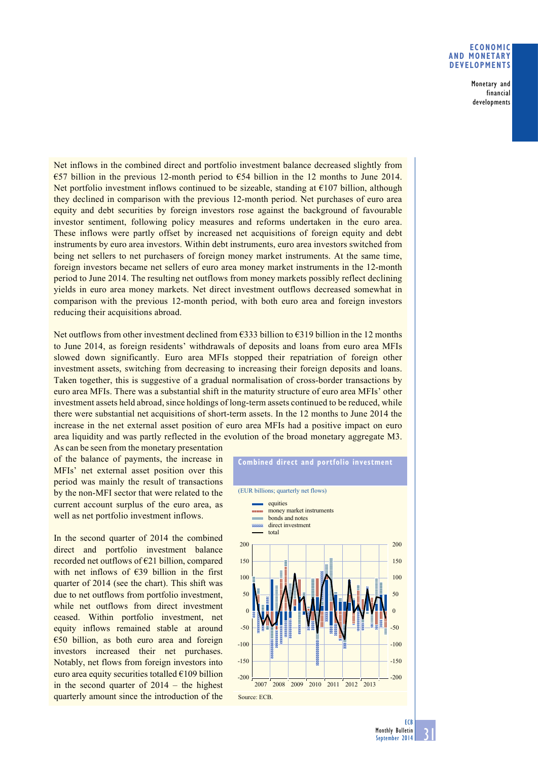Net inflows in the combined direct and portfolio investment balance decreased slightly from €57 billion in the previous 12-month period to €54 billion in the 12 months to June 2014. Net portfolio investment inflows continued to be sizeable, standing at €107 billion, although they declined in comparison with the previous 12-month period. Net purchases of euro area equity and debt securities by foreign investors rose against the background of favourable investor sentiment, following policy measures and reforms undertaken in the euro area. These inflows were partly offset by increased net acquisitions of foreign equity and debt instruments by euro area investors. Within debt instruments, euro area investors switched from being net sellers to net purchasers of foreign money market instruments. At the same time, foreign investors became net sellers of euro area money market instruments in the 12-month period to June 2014. The resulting net outflows from money markets possibly reflect declining yields in euro area money markets. Net direct investment outflows decreased somewhat in comparison with the previous 12-month period, with both euro area and foreign investors reducing their acquisitions abroad.

Net outflows from other investment declined from €333 billion to €319 billion in the 12 months to June 2014, as foreign residents' withdrawals of deposits and loans from euro area MFIs slowed down significantly. Euro area MFIs stopped their repatriation of foreign other investment assets, switching from decreasing to increasing their foreign deposits and loans. Taken together, this is suggestive of a gradual normalisation of cross-border transactions by euro area MFIs. There was a substantial shift in the maturity structure of euro area MFIs' other investment assets held abroad, since holdings of long-term assets continued to be reduced, while there were substantial net acquisitions of short-term assets. In the 12 months to June 2014 the increase in the net external asset position of euro area MFIs had a positive impact on euro area liquidity and was partly reflected in the evolution of the broad monetary aggregate M3. As can be seen from the monetary presentation of the balance of payments, the increase in MFIs' net external asset position over this period was mainly the result of transactions by the non-MFI sector that were related to the current account surplus of the euro area, as well as net portfolio investment inflows.

In the second quarter of 2014 the combined direct and portfolio investment balance recorded net outflows of €21 billion, compared with net inflows of €39 billion in the first quarter of 2014 (see the chart). This shift was due to net outflows from portfolio investment, while net outflows from direct investment ceased. Within portfolio investment, net equity inflows remained stable at around €50 billion, as both euro area and foreign investors increased their net purchases. Notably, net flows from foreign investors into euro area equity securities totalled €109 billion in the second quarter of 2014 – the highest quarterly amount since the introduction of the

**Combined direct and portfolio investment**

(EUR billions; quarterly net flows)

Legend: equities; money market instruments; bonds and notes; direct investment; total

Source: ECB.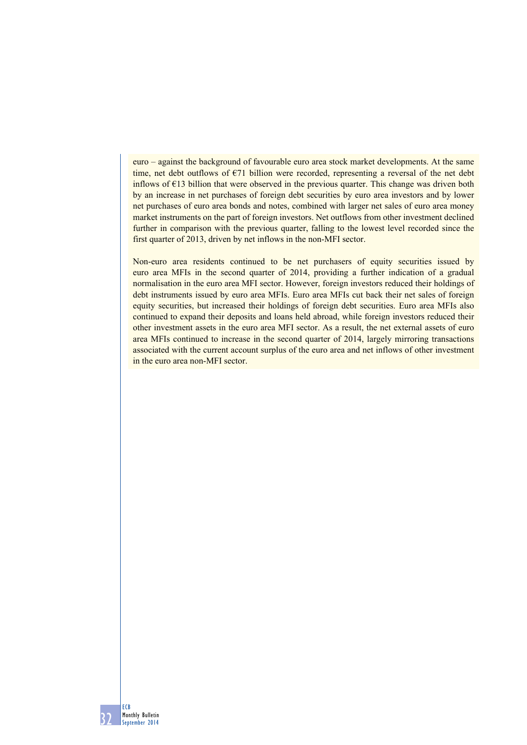euro – against the background of favourable euro area stock market developments. At the same time, net debt outflows of €71 billion were recorded, representing a reversal of the net debt inflows of €13 billion that were observed in the previous quarter. This change was driven both by an increase in net purchases of foreign debt securities by euro area investors and by lower net purchases of euro area bonds and notes, combined with larger net sales of euro area money market instruments on the part of foreign investors. Net outflows from other investment declined further in comparison with the previous quarter, falling to the lowest level recorded since the first quarter of 2013, driven by net inflows in the non-MFI sector.

Non-euro area residents continued to be net purchasers of equity securities issued by euro area MFIs in the second quarter of 2014, providing a further indication of a gradual normalisation in the euro area MFI sector. However, foreign investors reduced their holdings of debt instruments issued by euro area MFIs. Euro area MFIs cut back their net sales of foreign equity securities, but increased their holdings of foreign debt securities. Euro area MFIs also continued to expand their deposits and loans held abroad, while foreign investors reduced their other investment assets in the euro area MFI sector. As a result, the net external assets of euro area MFIs continued to increase in the second quarter of 2014, largely mirroring transactions associated with the current account surplus of the euro area and net inflows of other investment in the euro area non-MFI sector.